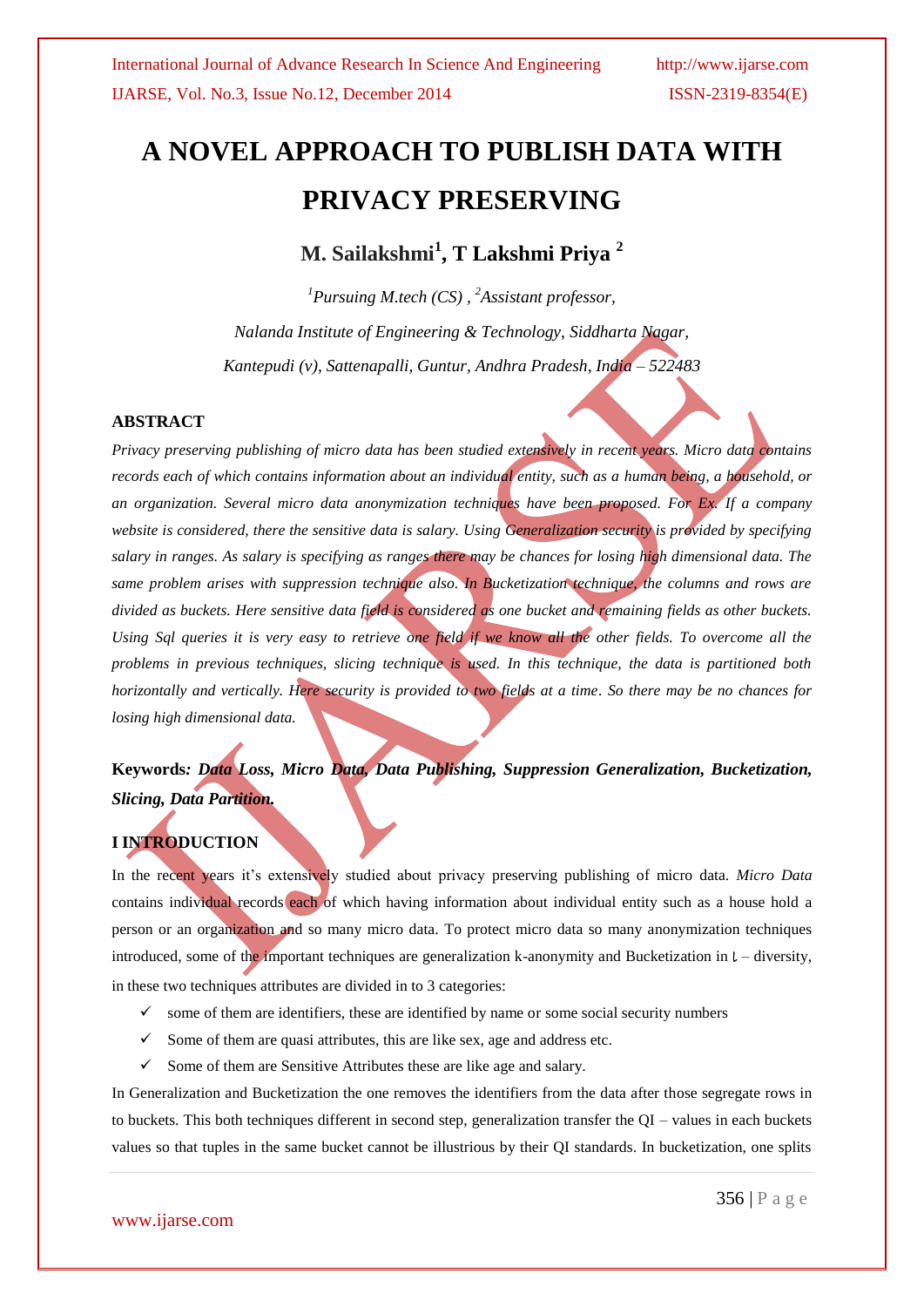# A NOVEL APPROACH TO PUBLISH DATA WITH PRIVACY PRESERVING

**M. Sailakshmi[1], T Lakshmi Priya [2]**

*[1]Pursuing M.tech (CS) , [2]Assistant professor,*

*Nalanda Institute of Engineering & Technology, Siddharta Nagar,*

*Kantepudi (v), Sattenapalli, Guntur, Andhra Pradesh, India – 522483*

## ABSTRACT

*Privacy preserving publishing of micro data has been studied extensively in recent years. Micro data contains records each of which contains information about an individual entity, such as a human being, a household, or an organization. Several micro data anonymization techniques have been proposed. For Ex. If a company website is considered, there the sensitive data is salary. Using Generalization security is provided by specifying salary in ranges. As salary is specifying as ranges there may be chances for losing high dimensional data. The same problem arises with suppression technique also. In Bucketization technique, the columns and rows are divided as buckets. Here sensitive data field is considered as one bucket and remaining fields as other buckets. Using Sql queries it is very easy to retrieve one field if we know all the other fields. To overcome all the problems in previous techniques, slicing technique is used. In this technique, the data is partitioned both horizontally and vertically. Here security is provided to two fields at a time. So there may be no chances for losing high dimensional data.*

**Keywords*: Data Loss, Micro Data, Data Publishing, Suppression Generalization, Bucketization, Slicing, Data Partition.***

## I INTRODUCTION

In the recent years it's extensively studied about privacy preserving publishing of micro data. *Micro Data* contains individual records each of which having information about individual entity such as a house hold a person or an organization and so many micro data. To protect micro data so many anonymization techniques introduced, some of the important techniques are generalization k-anonymity and Bucketization in ɩ – diversity, in these two techniques attributes are divided in to 3 categories:

- ✓ some of them are identifiers, these are identified by name or some social security numbers
- ✓ Some of them are quasi attributes, this are like sex, age and address etc.
- ✓ Some of them are Sensitive Attributes these are like age and salary.

In Generalization and Bucketization the one removes the identifiers from the data after those segregate rows in to buckets. This both techniques different in second step, generalization transfer the QI – values in each buckets values so that tuples in the same bucket cannot be illustrious by their QI standards. In bucketization, one splits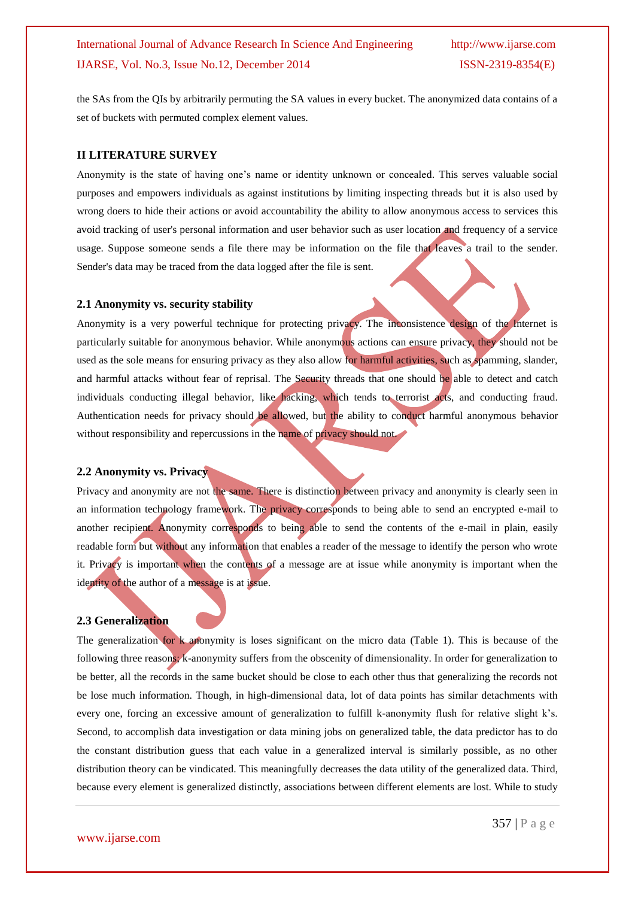the SAs from the QIs by arbitrarily permuting the SA values in every bucket. The anonymized data contains of a set of buckets with permuted complex element values.

## II LITERATURE SURVEY

Anonymity is the state of having one's name or identity unknown or concealed. This serves valuable social purposes and empowers individuals as against institutions by limiting inspecting threads but it is also used by wrong doers to hide their actions or avoid accountability the ability to allow anonymous access to services this avoid tracking of user's personal information and user behavior such as user location and frequency of a service usage. Suppose someone sends a file there may be information on the file that leaves a trail to the sender. Sender's data may be traced from the data logged after the file is sent.

### 2.1 Anonymity vs. security stability

Anonymity is a very powerful technique for protecting privacy. The inconsistence design of the Internet is particularly suitable for anonymous behavior. While anonymous actions can ensure privacy, they should not be used as the sole means for ensuring privacy as they also allow for harmful activities, such as spamming, slander, and harmful attacks without fear of reprisal. The Security threads that one should be able to detect and catch individuals conducting illegal behavior, like hacking, which tends to terrorist acts, and conducting fraud. Authentication needs for privacy should be allowed, but the ability to conduct harmful anonymous behavior without responsibility and repercussions in the name of privacy should not.

### 2.2 Anonymity vs. Privacy

Privacy and anonymity are not the same. There is distinction between privacy and anonymity is clearly seen in an information technology framework. The privacy corresponds to being able to send an encrypted e-mail to another recipient. Anonymity corresponds to being able to send the contents of the e-mail in plain, easily readable form but without any information that enables a reader of the message to identify the person who wrote it. Privacy is important when the contents of a message are at issue while anonymity is important when the identity of the author of a message is at issue.

### 2.3 Generalization

The generalization for k anonymity is loses significant on the micro data (Table 1). This is because of the following three reasons; k-anonymity suffers from the obscenity of dimensionality. In order for generalization to be better, all the records in the same bucket should be close to each other thus that generalizing the records not be lose much information. Though, in high-dimensional data, lot of data points has similar detachments with every one, forcing an excessive amount of generalization to fulfill k-anonymity flush for relative slight k's. Second, to accomplish data investigation or data mining jobs on generalized table, the data predictor has to do the constant distribution guess that each value in a generalized interval is similarly possible, as no other distribution theory can be vindicated. This meaningfully decreases the data utility of the generalized data. Third, because every element is generalized distinctly, associations between different elements are lost. While to study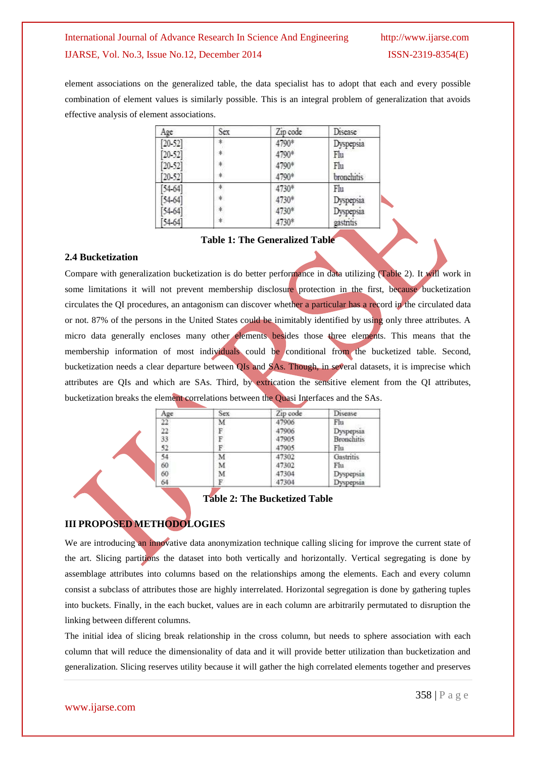element associations on the generalized table, the data specialist has to adopt that each and every possible combination of element values is similarly possible. This is an integral problem of generalization that avoids effective analysis of element associations.

| Age | Sex | Zip code | Disease |
|---|---|---|---|
| [20-52] | * | 4790* | Dyspepsia |
| [20-52] | * | 4790* | Flu |
| [20-52] | * | 4790* | Flu |
| [20-52] | * | 4790* | bronchitis |
| [54-64] | * | 4730* | Flu |
| [54-64] | * | 4730* | Dyspepsia |
| [54-64] | * | 4730* | Dyspepsia |
| [54-64] | * | 4730* | gastritis |

**Table 1: The Generalized Table**

### 2.4 Bucketization

Compare with generalization bucketization is do better performance in data utilizing (Table 2). It will work in some limitations it will not prevent membership disclosure protection in the first, because bucketization circulates the QI procedures, an antagonism can discover whether a particular has a record in the circulated data or not. 87% of the persons in the United States could be inimitably identified by using only three attributes. A micro data generally encloses many other elements besides those three elements. This means that the membership information of most individuals could be conditional from the bucketized table. Second, bucketization needs a clear departure between QIs and SAs. Though, in several datasets, it is imprecise which attributes are QIs and which are SAs. Third, by extrication the sensitive element from the QI attributes, bucketization breaks the element correlations between the Quasi Interfaces and the SAs.

| Age | Sex | Zip code | Disease |
|---|---|---|---|
| 22 | M | 47906 | Flu |
| 22 | F | 47906 | Dyspepsia |
| 33 | F | 47905 | Bronchitis |
| 52 | F | 47905 | Flu |
| 54 | M | 47302 | Gastritis |
| 60 | M | 47302 | Flu |
| 60 | M | 47304 | Dyspepsia |
| 64 | F | 47304 | Dyspepsia |

**Table 2: The Bucketized Table**

## III PROPOSED METHODOLOGIES

We are introducing an innovative data anonymization technique calling slicing for improve the current state of the art. Slicing partitions the dataset into both vertically and horizontally. Vertical segregating is done by assemblage attributes into columns based on the relationships among the elements. Each and every column consist a subclass of attributes those are highly interrelated. Horizontal segregation is done by gathering tuples into buckets. Finally, in the each bucket, values are in each column are arbitrarily permutated to disruption the linking between different columns.

The initial idea of slicing break relationship in the cross column, but needs to sphere association with each column that will reduce the dimensionality of data and it will provide better utilization than bucketization and generalization. Slicing reserves utility because it will gather the high correlated elements together and preserves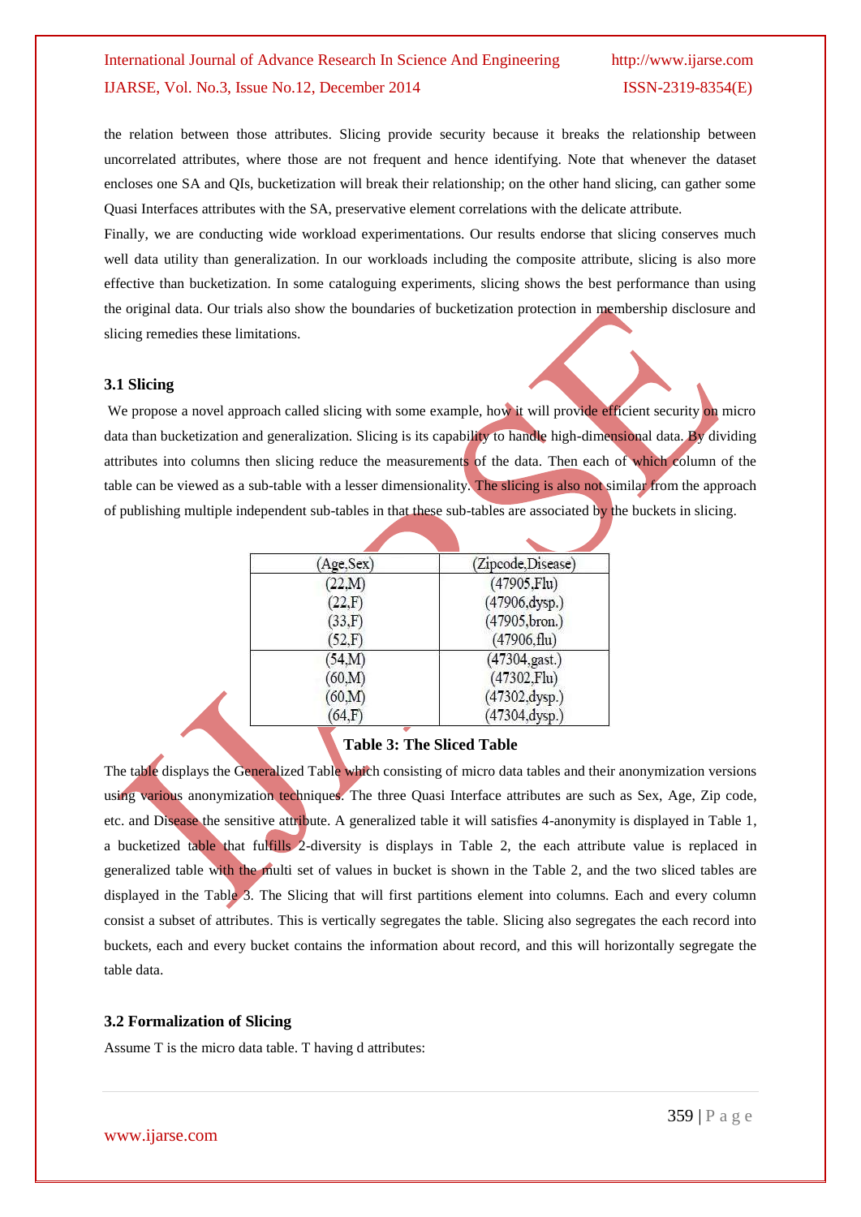the relation between those attributes. Slicing provide security because it breaks the relationship between uncorrelated attributes, where those are not frequent and hence identifying. Note that whenever the dataset encloses one SA and QIs, bucketization will break their relationship; on the other hand slicing, can gather some Quasi Interfaces attributes with the SA, preservative element correlations with the delicate attribute.

Finally, we are conducting wide workload experimentations. Our results endorse that slicing conserves much well data utility than generalization. In our workloads including the composite attribute, slicing is also more effective than bucketization. In some cataloguing experiments, slicing shows the best performance than using the original data. Our trials also show the boundaries of bucketization protection in membership disclosure and slicing remedies these limitations.

### 3.1 Slicing

We propose a novel approach called slicing with some example, how it will provide efficient security on micro data than bucketization and generalization. Slicing is its capability to handle high-dimensional data. By dividing attributes into columns then slicing reduce the measurements of the data. Then each of which column of the table can be viewed as a sub-table with a lesser dimensionality. The slicing is also not similar from the approach of publishing multiple independent sub-tables in that these sub-tables are associated by the buckets in slicing.

| (Age,Sex) | (Zipcode,Disease) |
|---|---|
| (22,M) | (47905,Flu) |
| (22,F) | (47906,dysp.) |
| (33,F) | (47905,bron.) |
| (52,F) | (47906,flu) |
| (54,M) | (47304,gast.) |
| (60,M) | (47302,Flu) |
| (60,M) | (47302,dysp.) |
| (64,F) | (47304,dysp.) |

**Table 3: The Sliced Table**

The table displays the Generalized Table which consisting of micro data tables and their anonymization versions using various anonymization techniques. The three Quasi Interface attributes are such as Sex, Age, Zip code, etc. and Disease the sensitive attribute. A generalized table it will satisfies 4-anonymity is displayed in Table 1, a bucketized table that fulfills 2-diversity is displays in Table 2, the each attribute value is replaced in generalized table with the multi set of values in bucket is shown in the Table 2, and the two sliced tables are displayed in the Table 3. The Slicing that will first partitions element into columns. Each and every column consist a subset of attributes. This is vertically segregates the table. Slicing also segregates the each record into buckets, each and every bucket contains the information about record, and this will horizontally segregate the table data.

### 3.2 Formalization of Slicing

Assume T is the micro data table. T having d attributes: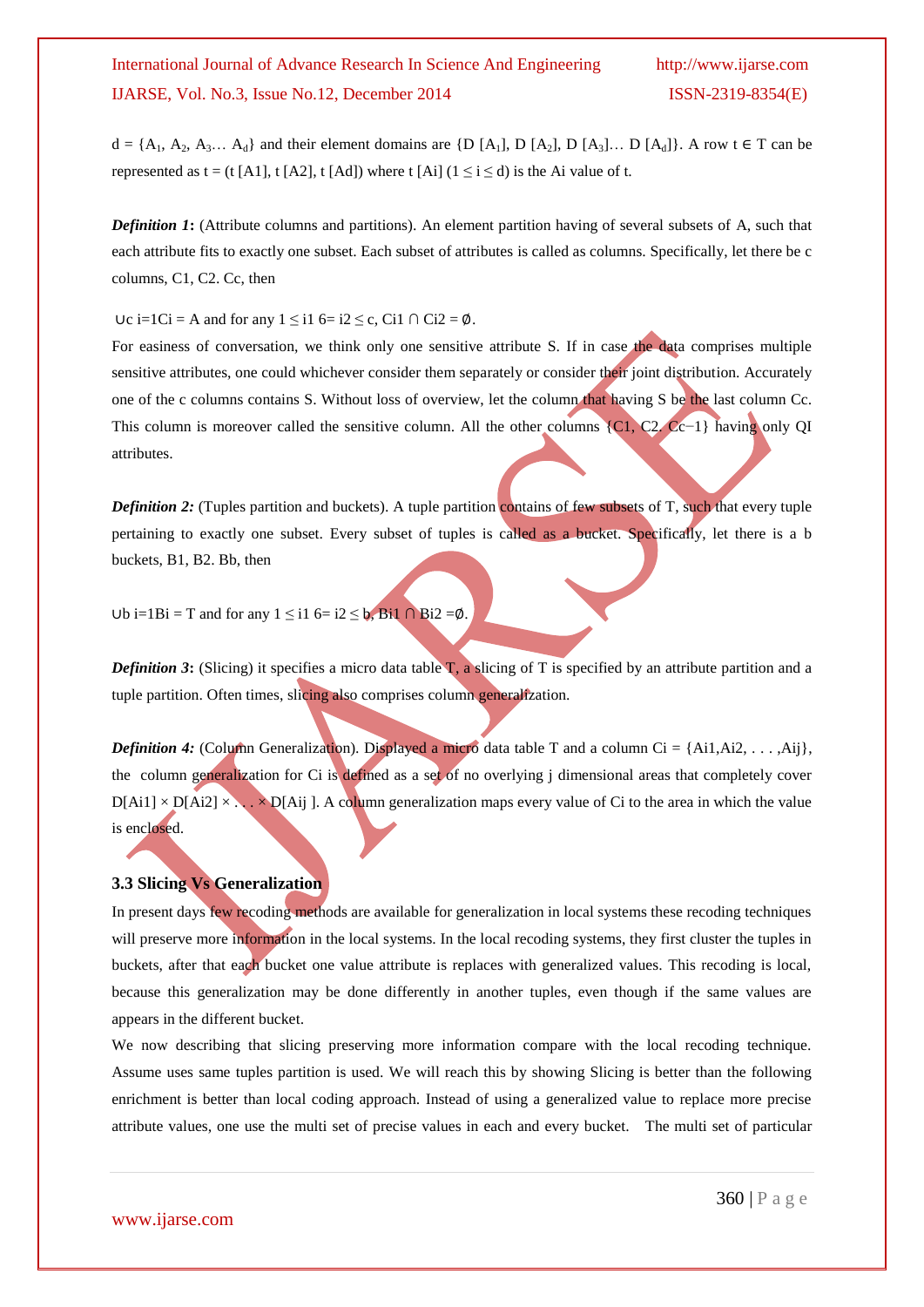$d = \{A_1, A_2, A_3 \ldots A_d\}$ and their element domains are $\{D[A_1], D[A_2], D[A_3] \ldots D[A_d]\}$. A row $t \in T$ can be represented as $t = (t[A1], t[A2], t[Ad])$ where $t[Ai]$ $(1 \leq i \leq d)$ is the Ai value of t.

***Definition 1*:** (Attribute columns and partitions). An element partition having of several subsets of A, such that each attribute fits to exactly one subset. Each subset of attributes is called as columns. Specifically, let there be c columns, C1, C2. Cc, then

∪c i=1Ci = A and for any 1 ≤ i1 6= i2 ≤ c, Ci1 ∩ Ci2 = ∅.

For easiness of conversation, we think only one sensitive attribute S. If in case the data comprises multiple sensitive attributes, one could whichever consider them separately or consider their joint distribution. Accurately one of the c columns contains S. Without loss of overview, let the column that having S be the last column Cc. This column is moreover called the sensitive column. All the other columns {C1, C2. Cc−1} having only QI attributes.

***Definition 2:*** (Tuples partition and buckets). A tuple partition contains of few subsets of T, such that every tuple pertaining to exactly one subset. Every subset of tuples is called as a bucket. Specifically, let there is a b buckets, B1, B2. Bb, then

∪b i=1Bi = T and for any 1 ≤ i1 6= i2 ≤ b, Bi1 ∩ Bi2 =∅.

***Definition 3*:** (Slicing) it specifies a micro data table T, a slicing of T is specified by an attribute partition and a tuple partition. Often times, slicing also comprises column generalization.

***Definition 4:*** (Column Generalization). Displayed a micro data table T and a column Ci = {Ai1,Ai2, . . . ,Aij}, the column generalization for Ci is defined as a set of no overlying j dimensional areas that completely cover D[Ai1] × D[Ai2] × . . . × D[Aij ]. A column generalization maps every value of Ci to the area in which the value is enclosed.

### 3.3 Slicing Vs Generalization

In present days few recoding methods are available for generalization in local systems these recoding techniques will preserve more information in the local systems. In the local recoding systems, they first cluster the tuples in buckets, after that each bucket one value attribute is replaces with generalized values. This recoding is local, because this generalization may be done differently in another tuples, even though if the same values are appears in the different bucket.

We now describing that slicing preserving more information compare with the local recoding technique. Assume uses same tuples partition is used. We will reach this by showing Slicing is better than the following enrichment is better than local coding approach. Instead of using a generalized value to replace more precise attribute values, one use the multi set of precise values in each and every bucket. The multi set of particular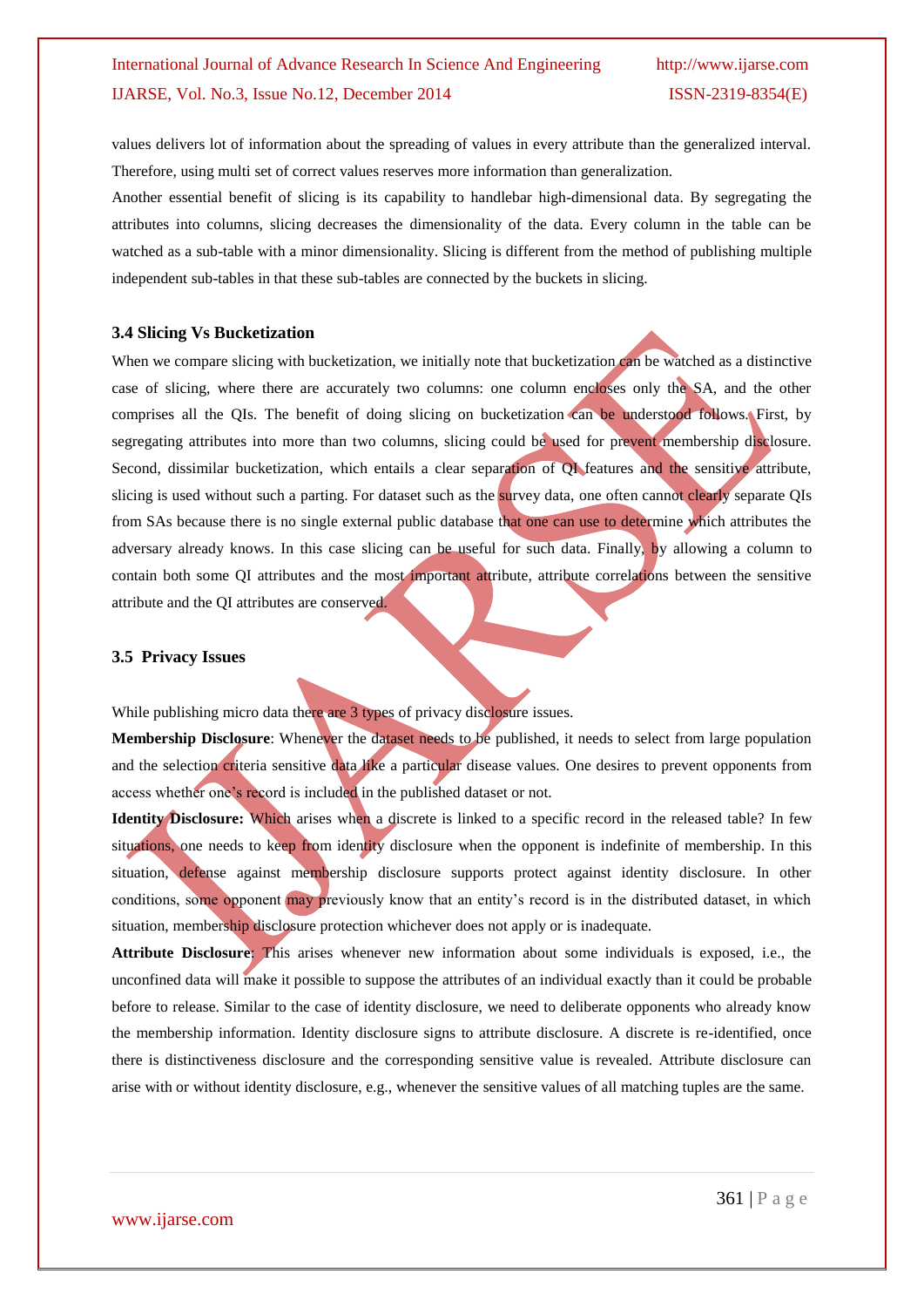values delivers lot of information about the spreading of values in every attribute than the generalized interval. Therefore, using multi set of correct values reserves more information than generalization.

Another essential benefit of slicing is its capability to handlebar high-dimensional data. By segregating the attributes into columns, slicing decreases the dimensionality of the data. Every column in the table can be watched as a sub-table with a minor dimensionality. Slicing is different from the method of publishing multiple independent sub-tables in that these sub-tables are connected by the buckets in slicing.

### 3.4 Slicing Vs Bucketization

When we compare slicing with bucketization, we initially note that bucketization can be watched as a distinctive case of slicing, where there are accurately two columns: one column encloses only the SA, and the other comprises all the QIs. The benefit of doing slicing on bucketization can be understood follows. First, by segregating attributes into more than two columns, slicing could be used for prevent membership disclosure. Second, dissimilar bucketization, which entails a clear separation of QI features and the sensitive attribute, slicing is used without such a parting. For dataset such as the survey data, one often cannot clearly separate QIs from SAs because there is no single external public database that one can use to determine which attributes the adversary already knows. In this case slicing can be useful for such data. Finally, by allowing a column to contain both some QI attributes and the most important attribute, attribute correlations between the sensitive attribute and the QI attributes are conserved.

### 3.5 Privacy Issues

While publishing micro data there are 3 types of privacy disclosure issues.

**Membership Disclosure**: Whenever the dataset needs to be published, it needs to select from large population and the selection criteria sensitive data like a particular disease values. One desires to prevent opponents from access whether one's record is included in the published dataset or not.

**Identity Disclosure:** Which arises when a discrete is linked to a specific record in the released table? In few situations, one needs to keep from identity disclosure when the opponent is indefinite of membership. In this situation, defense against membership disclosure supports protect against identity disclosure. In other conditions, some opponent may previously know that an entity's record is in the distributed dataset, in which situation, membership disclosure protection whichever does not apply or is inadequate.

**Attribute Disclosure**: This arises whenever new information about some individuals is exposed, i.e., the unconfined data will make it possible to suppose the attributes of an individual exactly than it could be probable before to release. Similar to the case of identity disclosure, we need to deliberate opponents who already know the membership information. Identity disclosure signs to attribute disclosure. A discrete is re-identified, once there is distinctiveness disclosure and the corresponding sensitive value is revealed. Attribute disclosure can arise with or without identity disclosure, e.g., whenever the sensitive values of all matching tuples are the same.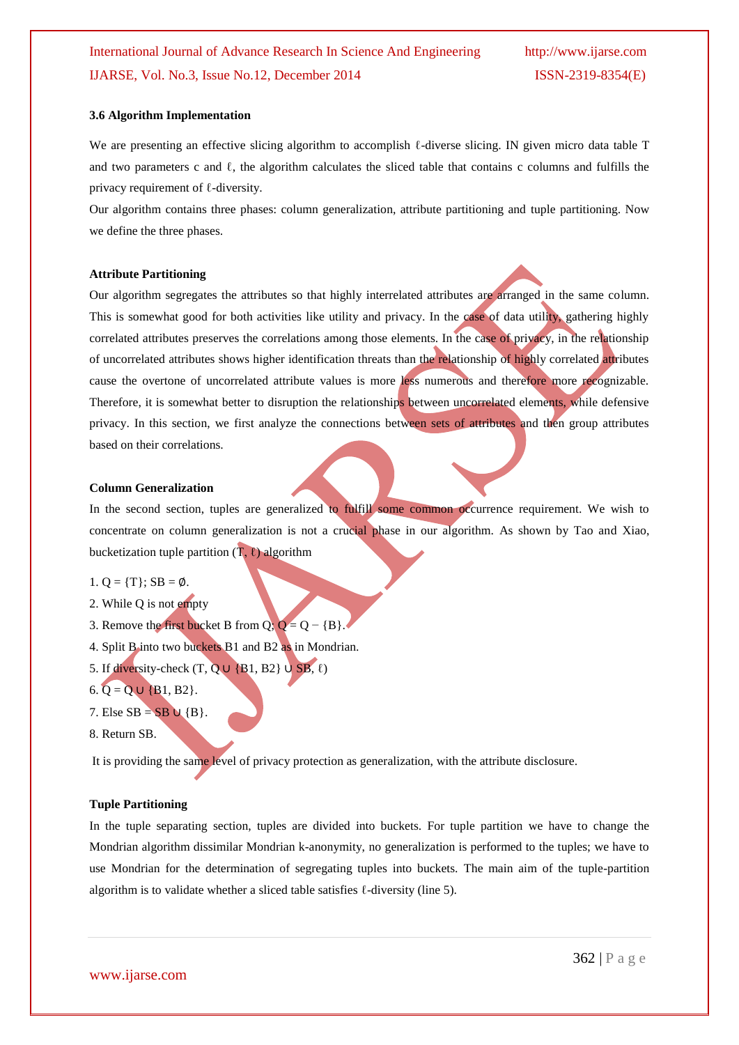### 3.6 Algorithm Implementation

We are presenting an effective slicing algorithm to accomplish ℓ-diverse slicing. IN given micro data table T and two parameters c and ℓ, the algorithm calculates the sliced table that contains c columns and fulfills the privacy requirement of ℓ-diversity.

Our algorithm contains three phases: column generalization, attribute partitioning and tuple partitioning. Now we define the three phases.

**Attribute Partitioning**

Our algorithm segregates the attributes so that highly interrelated attributes are arranged in the same column. This is somewhat good for both activities like utility and privacy. In the case of data utility, gathering highly correlated attributes preserves the correlations among those elements. In the case of privacy, in the relationship of uncorrelated attributes shows higher identification threats than the relationship of highly correlated attributes cause the overtone of uncorrelated attribute values is more less numerous and therefore more recognizable. Therefore, it is somewhat better to disruption the relationships between uncorrelated elements, while defensive privacy. In this section, we first analyze the connections between sets of attributes and then group attributes based on their correlations.

**Column Generalization**

In the second section, tuples are generalized to fulfill some common occurrence requirement. We wish to concentrate on column generalization is not a crucial phase in our algorithm. As shown by Tao and Xiao, bucketization tuple partition (T, ℓ) algorithm

1. Q = {T}; SB = ∅.
2. While Q is not empty
3. Remove the first bucket B from Q; Q = Q − {B}.
4. Split B into two buckets B1 and B2 as in Mondrian.
5. If diversity-check (T, Q ∪ {B1, B2} ∪ SB, ℓ)
6. Q = Q ∪ {B1, B2}.
7. Else SB = SB ∪ {B}.
8. Return SB.

It is providing the same level of privacy protection as generalization, with the attribute disclosure.

**Tuple Partitioning**

In the tuple separating section, tuples are divided into buckets. For tuple partition we have to change the Mondrian algorithm dissimilar Mondrian k-anonymity, no generalization is performed to the tuples; we have to use Mondrian for the determination of segregating tuples into buckets. The main aim of the tuple-partition algorithm is to validate whether a sliced table satisfies ℓ-diversity (line 5).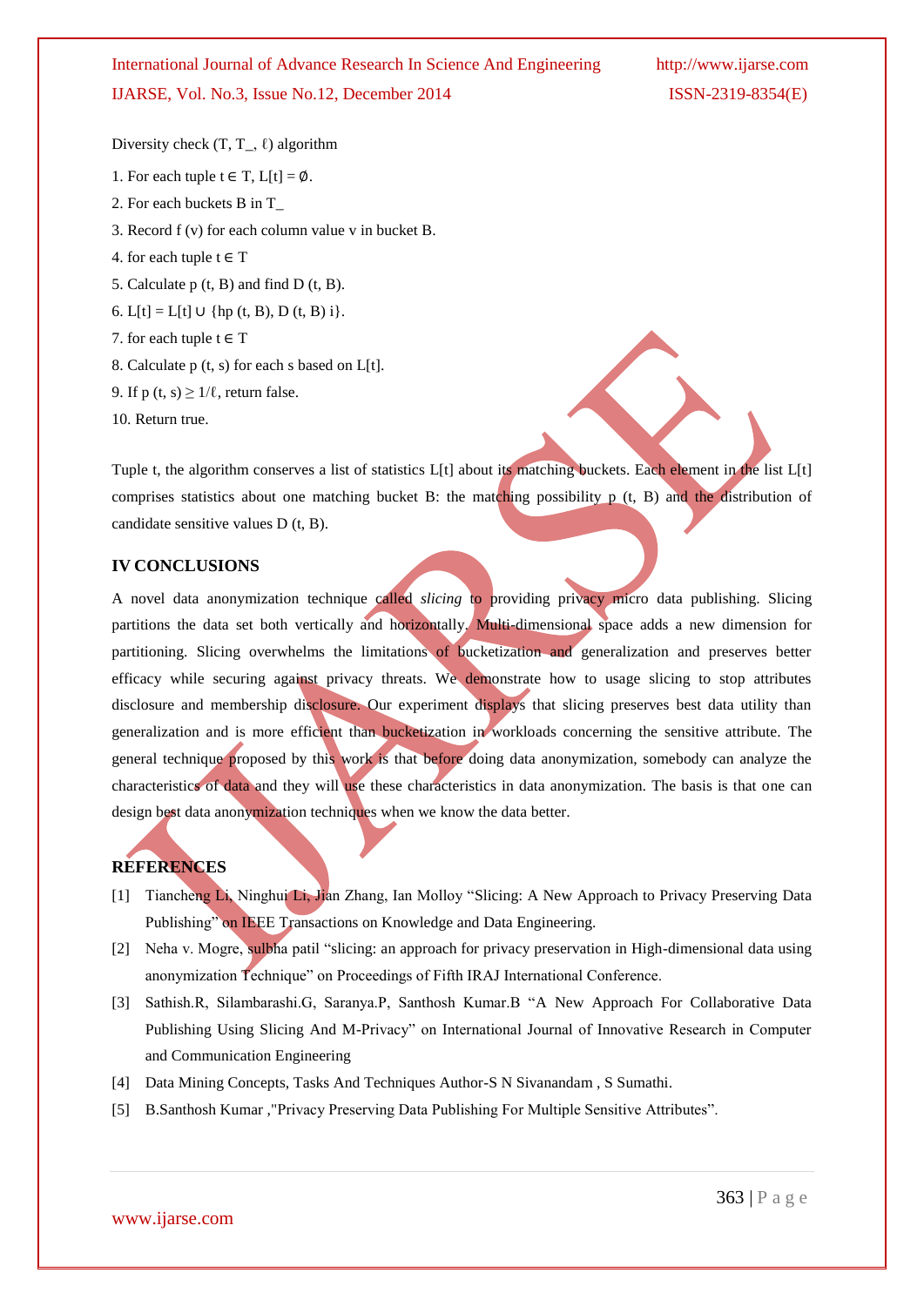Diversity check (T, T_, ℓ) algorithm

1. For each tuple t ∈ T, L[t] = ∅.
2. For each buckets B in T_
3. Record f (v) for each column value v in bucket B.
4. for each tuple t ∈ T
5. Calculate p (t, B) and find D (t, B).
6. L[t] = L[t] ∪ {hp (t, B), D (t, B) i}.
7. for each tuple t ∈ T
8. Calculate p (t, s) for each s based on L[t].
9. If p (t, s) ≥ 1/ℓ, return false.
10. Return true.

Tuple t, the algorithm conserves a list of statistics L[t] about its matching buckets. Each element in the list L[t] comprises statistics about one matching bucket B: the matching possibility p (t, B) and the distribution of candidate sensitive values D (t, B).

## IV CONCLUSIONS

A novel data anonymization technique called *slicing* to providing privacy micro data publishing. Slicing partitions the data set both vertically and horizontally. Multi-dimensional space adds a new dimension for partitioning. Slicing overwhelms the limitations of bucketization and generalization and preserves better efficacy while securing against privacy threats. We demonstrate how to usage slicing to stop attributes disclosure and membership disclosure. Our experiment displays that slicing preserves best data utility than generalization and is more efficient than bucketization in workloads concerning the sensitive attribute. The general technique proposed by this work is that before doing data anonymization, somebody can analyze the characteristics of data and they will use these characteristics in data anonymization. The basis is that one can design best data anonymization techniques when we know the data better.

## REFERENCES

[1] Tiancheng Li, Ninghui Li, Jian Zhang, Ian Molloy "Slicing: A New Approach to Privacy Preserving Data Publishing" on IEEE Transactions on Knowledge and Data Engineering.

[2] Neha v. Mogre, sulbha patil "slicing: an approach for privacy preservation in High-dimensional data using anonymization Technique" on Proceedings of Fifth IRAJ International Conference.

[3] Sathish.R, Silambarashi.G, Saranya.P, Santhosh Kumar.B "A New Approach For Collaborative Data Publishing Using Slicing And M-Privacy" on International Journal of Innovative Research in Computer and Communication Engineering

[4] Data Mining Concepts, Tasks And Techniques Author-S N Sivanandam , S Sumathi.

[5] B.Santhosh Kumar ,"Privacy Preserving Data Publishing For Multiple Sensitive Attributes".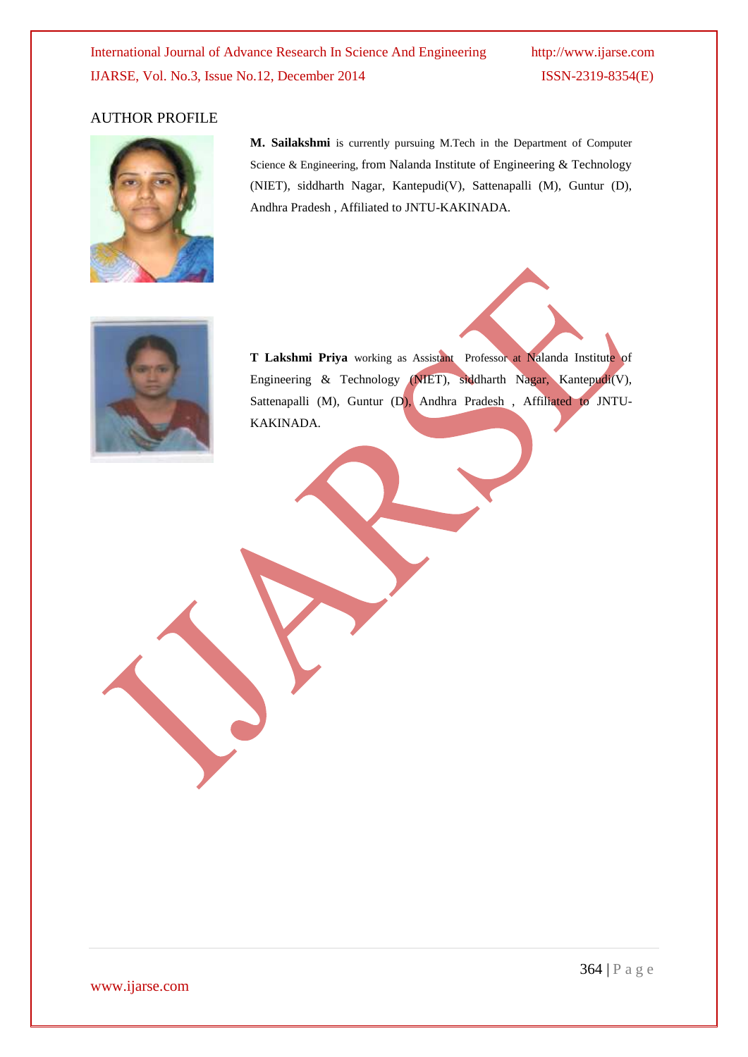AUTHOR PROFILE

**M. Sailakshmi** is currently pursuing M.Tech in the Department of Computer Science & Engineering, from Nalanda Institute of Engineering & Technology (NIET), siddharth Nagar, Kantepudi(V), Sattenapalli (M), Guntur (D), Andhra Pradesh , Affiliated to JNTU-KAKINADA.

**T Lakshmi Priya** working as Assistant Professor at Nalanda Institute of Engineering & Technology (NIET), siddharth Nagar, Kantepudi(V), Sattenapalli (M), Guntur (D), Andhra Pradesh , Affiliated to JNTU-KAKINADA.